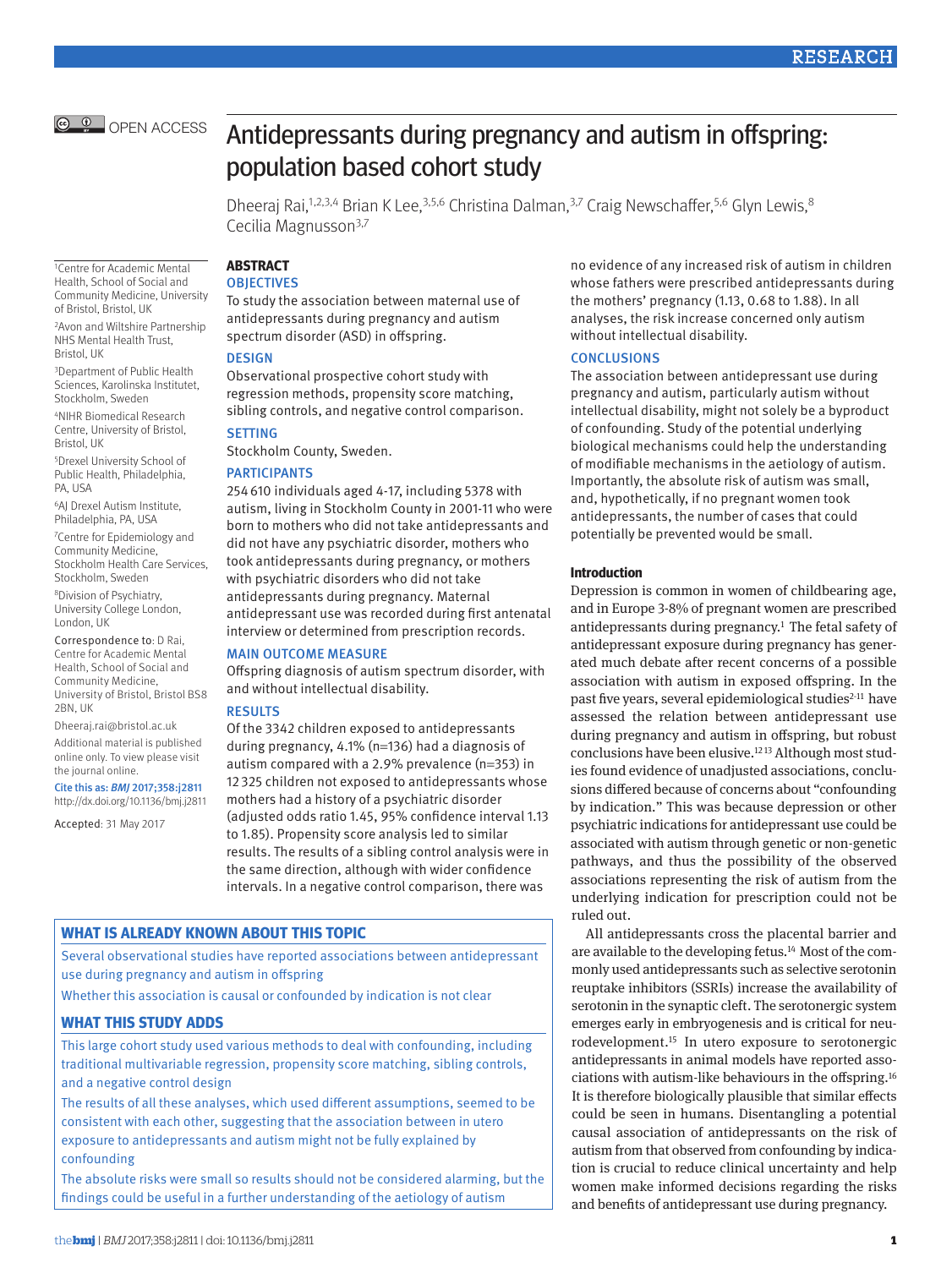OPEN ACCESS

# Antidepressants during pregnancy and autism in offspring: population based cohort study

Dheeraj Rai,[1,2,3,4] Brian K Lee,[3,5,6] Christina Dalman,[3,7] Craig Newschaffer,[5,6] Glyn Lewis,[8] Cecilia Magnusson[3,7]

[1]Centre for Academic Mental Health, School of Social and Community Medicine, University of Bristol, Bristol, UK

[2]Avon and Wiltshire Partnership NHS Mental Health Trust, Bristol, UK

[3]Department of Public Health Sciences, Karolinska Institutet, Stockholm, Sweden

[4]NIHR Biomedical Research Centre, University of Bristol, Bristol, UK

[5]Drexel University School of Public Health, Philadelphia, PA, USA

[6]AJ Drexel Autism Institute, Philadelphia, PA, USA

[7]Centre for Epidemiology and Community Medicine, Stockholm Health Care Services, Stockholm, Sweden

[8]Division of Psychiatry, University College London, London, UK

Correspondence to: D Rai, Centre for Academic Mental Health, School of Social and Community Medicine, University of Bristol, Bristol BS8 2BN, UK

Dheeraj.rai@bristol.ac.uk

Additional material is published online only. To view please visit the journal online.

Cite this as: *BMJ* 2017;358:j2811
http://dx.doi.org/10.1136/bmj.j2811

Accepted: 31 May 2017

## ABSTRACT

### OBJECTIVES

To study the association between maternal use of antidepressants during pregnancy and autism spectrum disorder (ASD) in offspring.

### DESIGN

Observational prospective cohort study with regression methods, propensity score matching, sibling controls, and negative control comparison.

### SETTING

Stockholm County, Sweden.

### PARTICIPANTS

254 610 individuals aged 4-17, including 5378 with autism, living in Stockholm County in 2001-11 who were born to mothers who did not take antidepressants and did not have any psychiatric disorder, mothers who took antidepressants during pregnancy, or mothers with psychiatric disorders who did not take antidepressants during pregnancy. Maternal antidepressant use was recorded during first antenatal interview or determined from prescription records.

### MAIN OUTCOME MEASURE

Offspring diagnosis of autism spectrum disorder, with and without intellectual disability.

### RESULTS

Of the 3342 children exposed to antidepressants during pregnancy, 4.1% (n=136) had a diagnosis of autism compared with a 2.9% prevalence (n=353) in 12 325 children not exposed to antidepressants whose mothers had a history of a psychiatric disorder (adjusted odds ratio 1.45, 95% confidence interval 1.13 to 1.85). Propensity score analysis led to similar results. The results of a sibling control analysis were in the same direction, although with wider confidence intervals. In a negative control comparison, there was no evidence of any increased risk of autism in children whose fathers were prescribed antidepressants during the mothers' pregnancy (1.13, 0.68 to 1.88). In all analyses, the risk increase concerned only autism without intellectual disability.

### CONCLUSIONS

The association between antidepressant use during pregnancy and autism, particularly autism without intellectual disability, might not solely be a byproduct of confounding. Study of the potential underlying biological mechanisms could help the understanding of modifiable mechanisms in the aetiology of autism. Importantly, the absolute risk of autism was small, and, hypothetically, if no pregnant women took antidepressants, the number of cases that could potentially be prevented would be small.

### WHAT IS ALREADY KNOWN ABOUT THIS TOPIC

Several observational studies have reported associations between antidepressant use during pregnancy and autism in offspring

Whether this association is causal or confounded by indication is not clear

### WHAT THIS STUDY ADDS

This large cohort study used various methods to deal with confounding, including traditional multivariable regression, propensity score matching, sibling controls, and a negative control design

The results of all these analyses, which used different assumptions, seemed to be consistent with each other, suggesting that the association between in utero exposure to antidepressants and autism might not be fully explained by confounding

The absolute risks were small so results should not be considered alarming, but the findings could be useful in a further understanding of the aetiology of autism

## Introduction

Depression is common in women of childbearing age, and in Europe 3-8% of pregnant women are prescribed antidepressants during pregnancy.[1] The fetal safety of antidepressant exposure during pregnancy has generated much debate after recent concerns of a possible association with autism in exposed offspring. In the past five years, several epidemiological studies[2-11] have assessed the relation between antidepressant use during pregnancy and autism in offspring, but robust conclusions have been elusive.[12,13] Although most studies found evidence of unadjusted associations, conclusions differed because of concerns about "confounding by indication." This was because depression or other psychiatric indications for antidepressant use could be associated with autism through genetic or non-genetic pathways, and thus the possibility of the observed associations representing the risk of autism from the underlying indication for prescription could not be ruled out.

All antidepressants cross the placental barrier and are available to the developing fetus.[14] Most of the commonly used antidepressants such as selective serotonin reuptake inhibitors (SSRIs) increase the availability of serotonin in the synaptic cleft. The serotonergic system emerges early in embryogenesis and is critical for neurodevelopment.[15] In utero exposure to serotonergic antidepressants in animal models have reported associations with autism-like behaviours in the offspring.[16] It is therefore biologically plausible that similar effects could be seen in humans. Disentangling a potential causal association of antidepressants on the risk of autism from that observed from confounding by indication is crucial to reduce clinical uncertainty and help women make informed decisions regarding the risks and benefits of antidepressant use during pregnancy.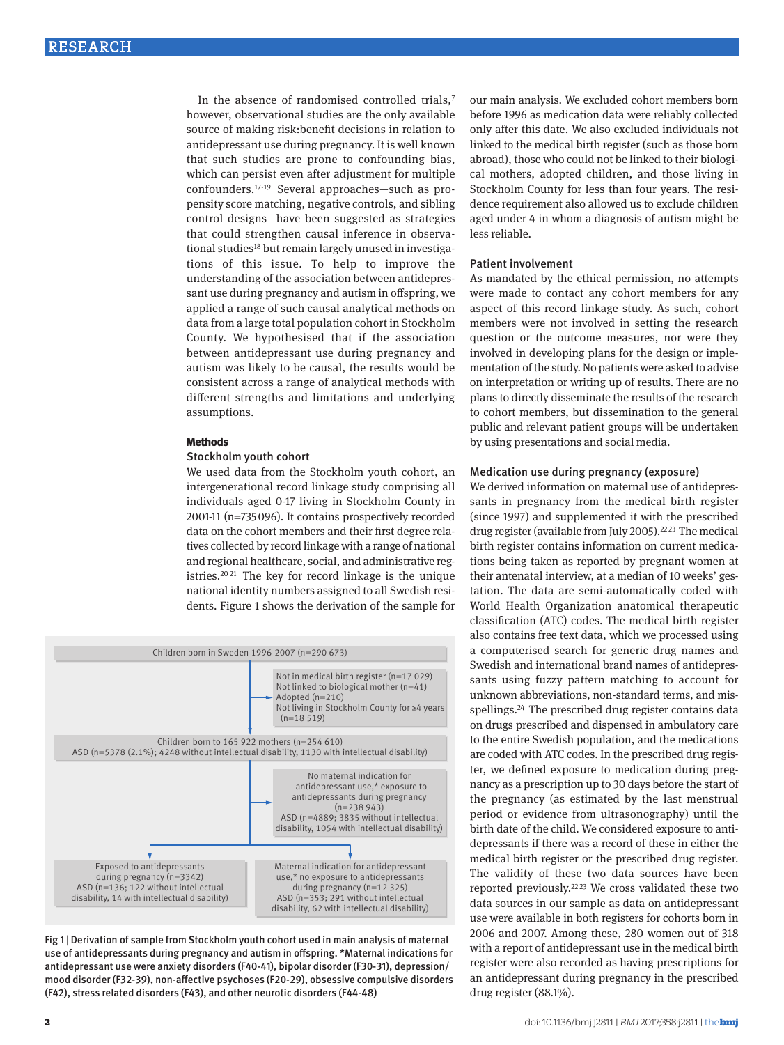In the absence of randomised controlled trials,[7] however, observational studies are the only available source of making risk:benefit decisions in relation to antidepressant use during pregnancy. It is well known that such studies are prone to confounding bias, which can persist even after adjustment for multiple confounders.[17-19] Several approaches—such as propensity score matching, negative controls, and sibling control designs—have been suggested as strategies that could strengthen causal inference in observational studies[18] but remain largely unused in investigations of this issue. To help to improve the understanding of the association between antidepressant use during pregnancy and autism in offspring, we applied a range of such causal analytical methods on data from a large total population cohort in Stockholm County. We hypothesised that if the association between antidepressant use during pregnancy and autism was likely to be causal, the results would be consistent across a range of analytical methods with different strengths and limitations and underlying assumptions.

## Methods

### Stockholm youth cohort

We used data from the Stockholm youth cohort, an intergenerational record linkage study comprising all individuals aged 0-17 living in Stockholm County in 2001-11 (n=735 096). It contains prospectively recorded data on the cohort members and their first degree relatives collected by record linkage with a range of national and regional healthcare, social, and administrative registries.[20,21] The key for record linkage is the unique national identity numbers assigned to all Swedish residents. Figure 1 shows the derivation of the sample for our main analysis. We excluded cohort members born before 1996 as medication data were reliably collected only after this date. We also excluded individuals not linked to the medical birth register (such as those born abroad), those who could not be linked to their biological mothers, adopted children, and those living in Stockholm County for less than four years. The residence requirement also allowed us to exclude children aged under 4 in whom a diagnosis of autism might be less reliable.

Children born in Sweden 1996-2007 (n=290 673)

→ Not in medical birth register (n=17 029); Not linked to biological mother (n=41); Adopted (n=210); Not living in Stockholm County for ≥4 years (n=18 519)

Children born to 165 922 mothers (n=254 610)
ASD (n=5378 (2.1%); 4248 without intellectual disability, 1130 with intellectual disability)

→ No maternal indication for antidepressant use,* exposure to antidepressants during pregnancy (n=238 943); ASD (n=4889; 3835 without intellectual disability, 1054 with intellectual disability)

Exposed to antidepressants during pregnancy (n=3342)
ASD (n=136; 122 without intellectual disability, 14 with intellectual disability)

Maternal indication for antidepressant use,* no exposure to antidepressants during pregnancy (n=12 325)
ASD (n=353; 291 without intellectual disability, 62 with intellectual disability)

Fig 1 | Derivation of sample from Stockholm youth cohort used in main analysis of maternal use of antidepressants during pregnancy and autism in offspring. *Maternal indications for antidepressant use were anxiety disorders (F40-41), bipolar disorder (F30-31), depression/mood disorder (F32-39), non-affective psychoses (F20-29), obsessive compulsive disorders (F42), stress related disorders (F43), and other neurotic disorders (F44-48)

### Patient involvement

As mandated by the ethical permission, no attempts were made to contact any cohort members for any aspect of this record linkage study. As such, cohort members were not involved in setting the research question or the outcome measures, nor were they involved in developing plans for the design or implementation of the study. No patients were asked to advise on interpretation or writing up of results. There are no plans to directly disseminate the results of the research to cohort members, but dissemination to the general public and relevant patient groups will be undertaken by using presentations and social media.

### Medication use during pregnancy (exposure)

We derived information on maternal use of antidepressants in pregnancy from the medical birth register (since 1997) and supplemented it with the prescribed drug register (available from July 2005).[22,23] The medical birth register contains information on current medications being taken as reported by pregnant women at their antenatal interview, at a median of 10 weeks' gestation. The data are semi-automatically coded with World Health Organization anatomical therapeutic classification (ATC) codes. The medical birth register also contains free text data, which we processed using a computerised search for generic drug names and Swedish and international brand names of antidepressants using fuzzy pattern matching to account for unknown abbreviations, non-standard terms, and misspellings.[24] The prescribed drug register contains data on drugs prescribed and dispensed in ambulatory care to the entire Swedish population, and the medications are coded with ATC codes. In the prescribed drug register, we defined exposure to medication during pregnancy as a prescription up to 30 days before the start of the pregnancy (as estimated by the last menstrual period or evidence from ultrasonography) until the birth date of the child. We considered exposure to antidepressants if there was a record of these in either the medical birth register or the prescribed drug register. The validity of these two data sources have been reported previously.[22,23] We cross validated these two data sources in our sample as data on antidepressant use were available in both registers for cohorts born in 2006 and 2007. Among these, 280 women out of 318 with a report of antidepressant use in the medical birth register were also recorded as having prescriptions for an antidepressant during pregnancy in the prescribed drug register (88.1%).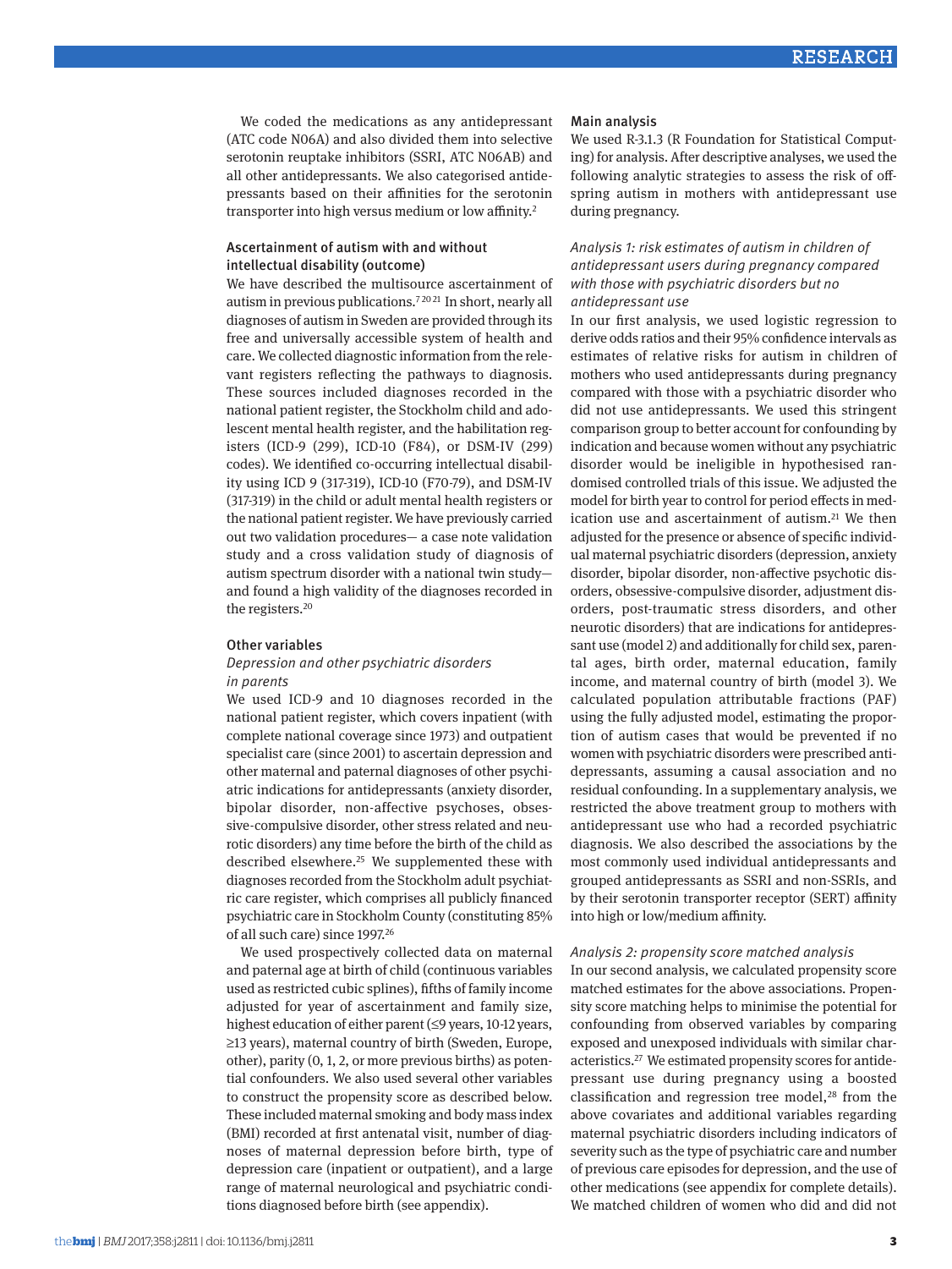We coded the medications as any antidepressant (ATC code N06A) and also divided them into selective serotonin reuptake inhibitors (SSRI, ATC N06AB) and all other antidepressants. We also categorised antidepressants based on their affinities for the serotonin transporter into high versus medium or low affinity.[2]

### Ascertainment of autism with and without intellectual disability (outcome)

We have described the multisource ascertainment of autism in previous publications.[7,20,21] In short, nearly all diagnoses of autism in Sweden are provided through its free and universally accessible system of health and care. We collected diagnostic information from the relevant registers reflecting the pathways to diagnosis. These sources included diagnoses recorded in the national patient register, the Stockholm child and adolescent mental health register, and the habilitation registers (ICD-9 (299), ICD-10 (F84), or DSM-IV (299) codes). We identified co-occurring intellectual disability using ICD 9 (317-319), ICD-10 (F70-79), and DSM-IV (317-319) in the child or adult mental health registers or the national patient register. We have previously carried out two validation procedures— a case note validation study and a cross validation study of diagnosis of autism spectrum disorder with a national twin study—and found a high validity of the diagnoses recorded in the registers.[20]

### Other variables

#### *Depression and other psychiatric disorders in parents*

We used ICD-9 and 10 diagnoses recorded in the national patient register, which covers inpatient (with complete national coverage since 1973) and outpatient specialist care (since 2001) to ascertain depression and other maternal and paternal diagnoses of other psychiatric indications for antidepressants (anxiety disorder, bipolar disorder, non-affective psychoses, obsessive-compulsive disorder, other stress related and neurotic disorders) any time before the birth of the child as described elsewhere.[25] We supplemented these with diagnoses recorded from the Stockholm adult psychiatric care register, which comprises all publicly financed psychiatric care in Stockholm County (constituting 85% of all such care) since 1997.[26]

We used prospectively collected data on maternal and paternal age at birth of child (continuous variables used as restricted cubic splines), fifths of family income adjusted for year of ascertainment and family size, highest education of either parent (≤9 years, 10-12 years, ≥13 years), maternal country of birth (Sweden, Europe, other), parity (0, 1, 2, or more previous births) as potential confounders. We also used several other variables to construct the propensity score as described below. These included maternal smoking and body mass index (BMI) recorded at first antenatal visit, number of diagnoses of maternal depression before birth, type of depression care (inpatient or outpatient), and a large range of maternal neurological and psychiatric conditions diagnosed before birth (see appendix).

### Main analysis

We used R-3.1.3 (R Foundation for Statistical Computing) for analysis. After descriptive analyses, we used the following analytic strategies to assess the risk of offspring autism in mothers with antidepressant use during pregnancy.

#### *Analysis 1: risk estimates of autism in children of antidepressant users during pregnancy compared with those with psychiatric disorders but no antidepressant use*

In our first analysis, we used logistic regression to derive odds ratios and their 95% confidence intervals as estimates of relative risks for autism in children of mothers who used antidepressants during pregnancy compared with those with a psychiatric disorder who did not use antidepressants. We used this stringent comparison group to better account for confounding by indication and because women without any psychiatric disorder would be ineligible in hypothesised randomised controlled trials of this issue. We adjusted the model for birth year to control for period effects in medication use and ascertainment of autism.[21] We then adjusted for the presence or absence of specific individual maternal psychiatric disorders (depression, anxiety disorder, bipolar disorder, non-affective psychotic disorders, obsessive-compulsive disorder, adjustment disorders, post-traumatic stress disorders, and other neurotic disorders) that are indications for antidepressant use (model 2) and additionally for child sex, parental ages, birth order, maternal education, family income, and maternal country of birth (model 3). We calculated population attributable fractions (PAF) using the fully adjusted model, estimating the proportion of autism cases that would be prevented if no women with psychiatric disorders were prescribed antidepressants, assuming a causal association and no residual confounding. In a supplementary analysis, we restricted the above treatment group to mothers with antidepressant use who had a recorded psychiatric diagnosis. We also described the associations by the most commonly used individual antidepressants and grouped antidepressants as SSRI and non-SSRIs, and by their serotonin transporter receptor (SERT) affinity into high or low/medium affinity.

#### *Analysis 2: propensity score matched analysis*

In our second analysis, we calculated propensity score matched estimates for the above associations. Propensity score matching helps to minimise the potential for confounding from observed variables by comparing exposed and unexposed individuals with similar characteristics.[27] We estimated propensity scores for antidepressant use during pregnancy using a boosted classification and regression tree model,[28] from the above covariates and additional variables regarding maternal psychiatric disorders including indicators of severity such as the type of psychiatric care and number of previous care episodes for depression, and the use of other medications (see appendix for complete details). We matched children of women who did and did not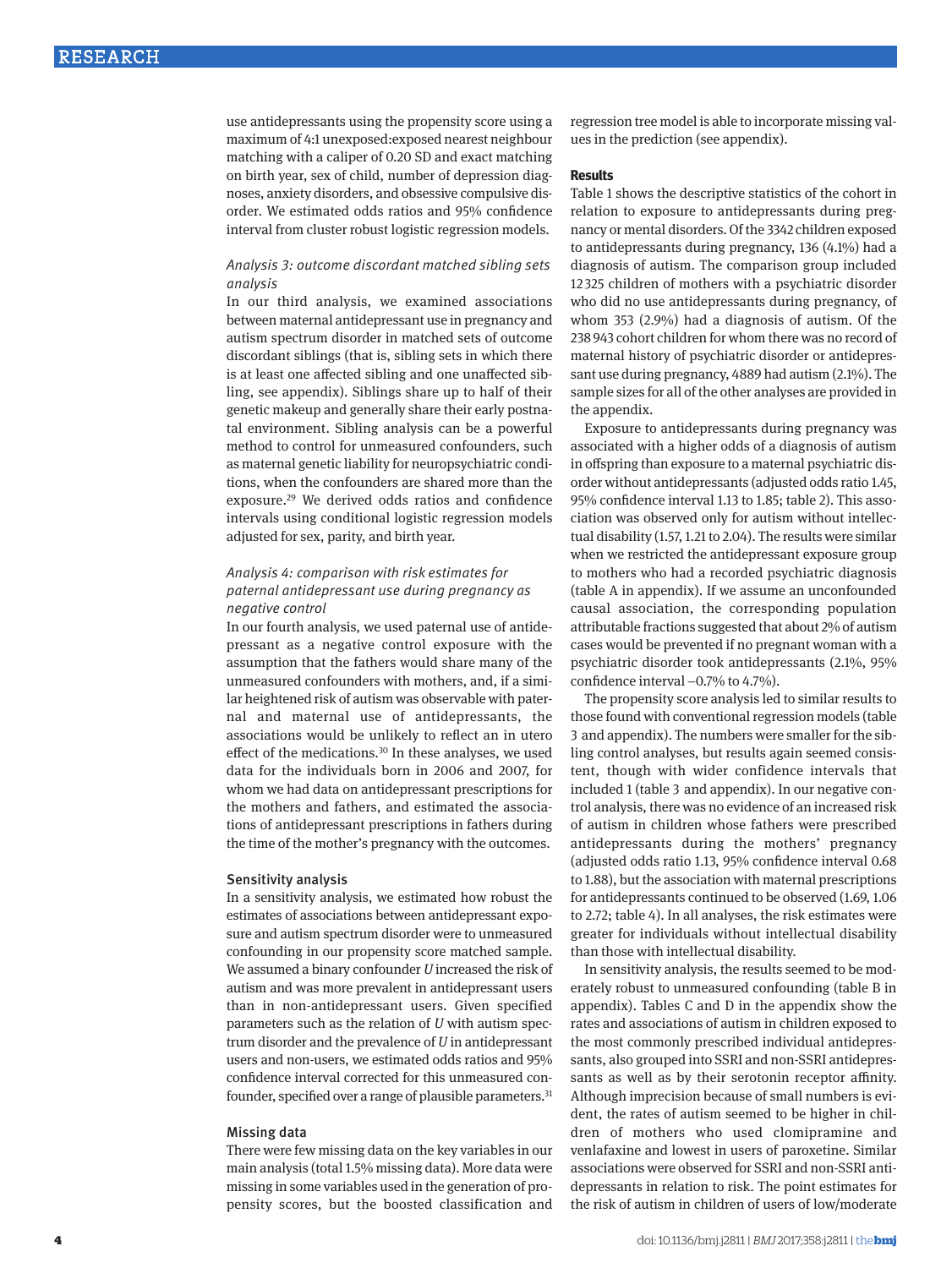use antidepressants using the propensity score using a maximum of 4:1 unexposed:exposed nearest neighbour matching with a caliper of 0.20 SD and exact matching on birth year, sex of child, number of depression diagnoses, anxiety disorders, and obsessive compulsive disorder. We estimated odds ratios and 95% confidence interval from cluster robust logistic regression models.

*Analysis 3: outcome discordant matched sibling sets analysis*

In our third analysis, we examined associations between maternal antidepressant use in pregnancy and autism spectrum disorder in matched sets of outcome discordant siblings (that is, sibling sets in which there is at least one affected sibling and one unaffected sibling, see appendix). Siblings share up to half of their genetic makeup and generally share their early postnatal environment. Sibling analysis can be a powerful method to control for unmeasured confounders, such as maternal genetic liability for neuropsychiatric conditions, when the confounders are shared more than the exposure.[29] We derived odds ratios and confidence intervals using conditional logistic regression models adjusted for sex, parity, and birth year.

*Analysis 4: comparison with risk estimates for paternal antidepressant use during pregnancy as negative control*

In our fourth analysis, we used paternal use of antidepressant as a negative control exposure with the assumption that the fathers would share many of the unmeasured confounders with mothers, and, if a similar heightened risk of autism was observable with paternal and maternal use of antidepressants, the associations would be unlikely to reflect an in utero effect of the medications.[30] In these analyses, we used data for the individuals born in 2006 and 2007, for whom we had data on antidepressant prescriptions for the mothers and fathers, and estimated the associations of antidepressant prescriptions in fathers during the time of the mother's pregnancy with the outcomes.

### Sensitivity analysis

In a sensitivity analysis, we estimated how robust the estimates of associations between antidepressant exposure and autism spectrum disorder were to unmeasured confounding in our propensity score matched sample. We assumed a binary confounder *U* increased the risk of autism and was more prevalent in antidepressant users than in non-antidepressant users. Given specified parameters such as the relation of *U* with autism spectrum disorder and the prevalence of *U* in antidepressant users and non-users, we estimated odds ratios and 95% confidence interval corrected for this unmeasured confounder, specified over a range of plausible parameters.[31]

### Missing data

There were few missing data on the key variables in our main analysis (total 1.5% missing data). More data were missing in some variables used in the generation of propensity scores, but the boosted classification and regression tree model is able to incorporate missing values in the prediction (see appendix).

## Results

Table 1 shows the descriptive statistics of the cohort in relation to exposure to antidepressants during pregnancy or mental disorders. Of the 3342 children exposed to antidepressants during pregnancy, 136 (4.1%) had a diagnosis of autism. The comparison group included 12 325 children of mothers with a psychiatric disorder who did no use antidepressants during pregnancy, of whom 353 (2.9%) had a diagnosis of autism. Of the 238 943 cohort children for whom there was no record of maternal history of psychiatric disorder or antidepressant use during pregnancy, 4889 had autism (2.1%). The sample sizes for all of the other analyses are provided in the appendix.

Exposure to antidepressants during pregnancy was associated with a higher odds of a diagnosis of autism in offspring than exposure to a maternal psychiatric disorder without antidepressants (adjusted odds ratio 1.45, 95% confidence interval 1.13 to 1.85; table 2). This association was observed only for autism without intellectual disability (1.57, 1.21 to 2.04). The results were similar when we restricted the antidepressant exposure group to mothers who had a recorded psychiatric diagnosis (table A in appendix). If we assume an unconfounded causal association, the corresponding population attributable fractions suggested that about 2% of autism cases would be prevented if no pregnant woman with a psychiatric disorder took antidepressants (2.1%, 95% confidence interval −0.7% to 4.7%).

The propensity score analysis led to similar results to those found with conventional regression models (table 3 and appendix). The numbers were smaller for the sibling control analyses, but results again seemed consistent, though with wider confidence intervals that included 1 (table 3 and appendix). In our negative control analysis, there was no evidence of an increased risk of autism in children whose fathers were prescribed antidepressants during the mothers' pregnancy (adjusted odds ratio 1.13, 95% confidence interval 0.68 to 1.88), but the association with maternal prescriptions for antidepressants continued to be observed (1.69, 1.06 to 2.72; table 4). In all analyses, the risk estimates were greater for individuals without intellectual disability than those with intellectual disability.

In sensitivity analysis, the results seemed to be moderately robust to unmeasured confounding (table B in appendix). Tables C and D in the appendix show the rates and associations of autism in children exposed to the most commonly prescribed individual antidepressants, also grouped into SSRI and non-SSRI antidepressants as well as by their serotonin receptor affinity. Although imprecision because of small numbers is evident, the rates of autism seemed to be higher in children of mothers who used clomipramine and venlafaxine and lowest in users of paroxetine. Similar associations were observed for SSRI and non-SSRI antidepressants in relation to risk. The point estimates for the risk of autism in children of users of low/moderate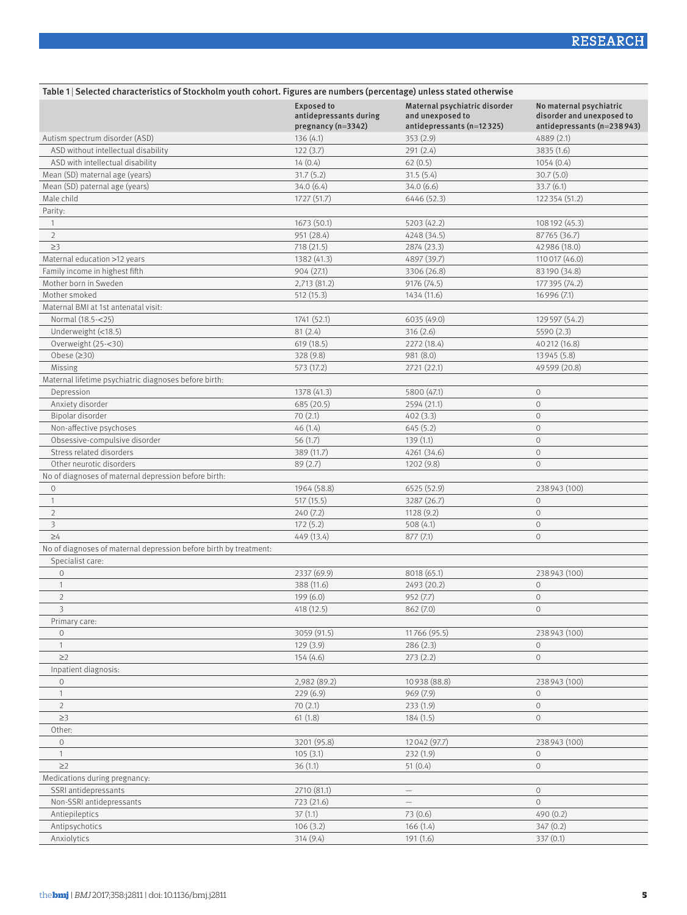Table 1 | Selected characteristics of Stockholm youth cohort. Figures are numbers (percentage) unless stated otherwise

| | Exposed to antidepressants during pregnancy (n=3342) | Maternal psychiatric disorder and unexposed to antidepressants (n=12 325) | No maternal psychiatric disorder and unexposed to antidepressants (n=238 943) |
|---|---|---|---|
| Autism spectrum disorder (ASD) | 136 (4.1) | 353 (2.9) | 4889 (2.1) |
| ASD without intellectual disability | 122 (3.7) | 291 (2.4) | 3835 (1.6) |
| ASD with intellectual disability | 14 (0.4) | 62 (0.5) | 1054 (0.4) |
| Mean (SD) maternal age (years) | 31.7 (5.2) | 31.5 (5.4) | 30.7 (5.0) |
| Mean (SD) paternal age (years) | 34.0 (6.4) | 34.0 (6.6) | 33.7 (6.1) |
| Male child | 1727 (51.7) | 6446 (52.3) | 122 354 (51.2) |
| Parity: | | | |
| 1 | 1673 (50.1) | 5203 (42.2) | 108 192 (45.3) |
| 2 | 951 (28.4) | 4248 (34.5) | 87 765 (36.7) |
| ≥3 | 718 (21.5) | 2874 (23.3) | 42 986 (18.0) |
| Maternal education >12 years | 1382 (41.3) | 4897 (39.7) | 110 017 (46.0) |
| Family income in highest fifth | 904 (27.1) | 3306 (26.8) | 83 190 (34.8) |
| Mother born in Sweden | 2,713 (81.2) | 9176 (74.5) | 177 395 (74.2) |
| Mother smoked | 512 (15.3) | 1434 (11.6) | 16 996 (7.1) |
| Maternal BMI at 1st antenatal visit: | | | |
| Normal (18.5-<25) | 1741 (52.1) | 6035 (49.0) | 129 597 (54.2) |
| Underweight (<18.5) | 81 (2.4) | 316 (2.6) | 5590 (2.3) |
| Overweight (25-<30) | 619 (18.5) | 2272 (18.4) | 40 212 (16.8) |
| Obese (≥30) | 328 (9.8) | 981 (8.0) | 13 945 (5.8) |
| Missing | 573 (17.2) | 2721 (22.1) | 49 599 (20.8) |
| Maternal lifetime psychiatric diagnoses before birth: | | | |
| Depression | 1378 (41.3) | 5800 (47.1) | 0 |
| Anxiety disorder | 685 (20.5) | 2594 (21.1) | 0 |
| Bipolar disorder | 70 (2.1) | 402 (3.3) | 0 |
| Non-affective psychoses | 46 (1.4) | 645 (5.2) | 0 |
| Obsessive-compulsive disorder | 56 (1.7) | 139 (1.1) | 0 |
| Stress related disorders | 389 (11.7) | 4261 (34.6) | 0 |
| Other neurotic disorders | 89 (2.7) | 1202 (9.8) | 0 |
| No of diagnoses of maternal depression before birth: | | | |
| 0 | 1964 (58.8) | 6525 (52.9) | 238 943 (100) |
| 1 | 517 (15.5) | 3287 (26.7) | 0 |
| 2 | 240 (7.2) | 1128 (9.2) | 0 |
| 3 | 172 (5.2) | 508 (4.1) | 0 |
| ≥4 | 449 (13.4) | 877 (7.1) | 0 |
| No of diagnoses of maternal depression before birth by treatment: | | | |
| Specialist care: | | | |
| 0 | 2337 (69.9) | 8018 (65.1) | 238 943 (100) |
| 1 | 388 (11.6) | 2493 (20.2) | 0 |
| 2 | 199 (6.0) | 952 (7.7) | 0 |
| 3 | 418 (12.5) | 862 (7.0) | 0 |
| Primary care: | | | |
| 0 | 3059 (91.5) | 11 766 (95.5) | 238 943 (100) |
| 1 | 129 (3.9) | 286 (2.3) | 0 |
| ≥2 | 154 (4.6) | 273 (2.2) | 0 |
| Inpatient diagnosis: | | | |
| 0 | 2,982 (89.2) | 10 938 (88.8) | 238 943 (100) |
| 1 | 229 (6.9) | 969 (7.9) | 0 |
| 2 | 70 (2.1) | 233 (1.9) | 0 |
| ≥3 | 61 (1.8) | 184 (1.5) | 0 |
| Other: | | | |
| 0 | 3201 (95.8) | 12 042 (97.7) | 238 943 (100) |
| 1 | 105 (3.1) | 232 (1.9) | 0 |
| ≥2 | 36 (1.1) | 51 (0.4) | 0 |
| Medications during pregnancy: | | | |
| SSRI antidepressants | 2710 (81.1) | — | 0 |
| Non-SSRI antidepressants | 723 (21.6) | — | 0 |
| Antiepileptics | 37 (1.1) | 73 (0.6) | 490 (0.2) |
| Antipsychotics | 106 (3.2) | 166 (1.4) | 347 (0.2) |
| Anxiolytics | 314 (9.4) | 191 (1.6) | 337 (0.1) |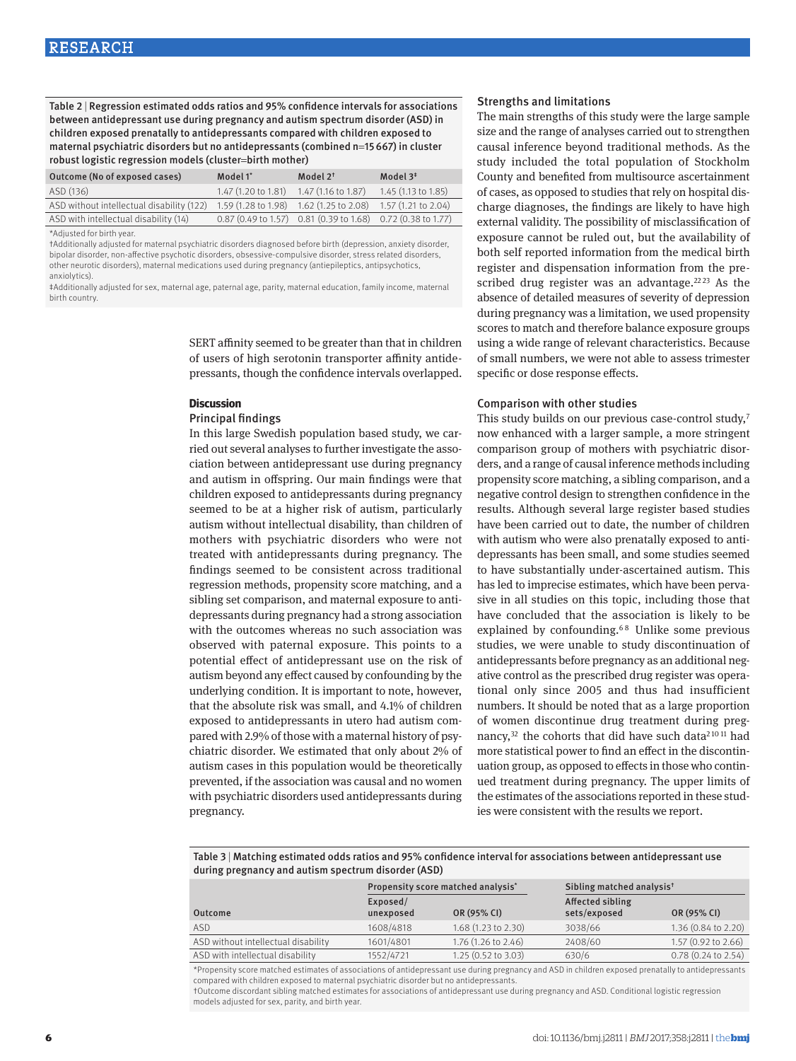Table 2 | Regression estimated odds ratios and 95% confidence intervals for associations between antidepressant use during pregnancy and autism spectrum disorder (ASD) in children exposed prenatally to antidepressants compared with children exposed to maternal psychiatric disorders but no antidepressants (combined n=15 667) in cluster robust logistic regression models (cluster=birth mother)

| Outcome (No of exposed cases) | Model 1* | Model 2† | Model 3‡ |
|---|---|---|---|
| ASD (136) | 1.47 (1.20 to 1.81) | 1.47 (1.16 to 1.87) | 1.45 (1.13 to 1.85) |
| ASD without intellectual disability (122) | 1.59 (1.28 to 1.98) | 1.62 (1.25 to 2.08) | 1.57 (1.21 to 2.04) |
| ASD with intellectual disability (14) | 0.87 (0.49 to 1.57) | 0.81 (0.39 to 1.68) | 0.72 (0.38 to 1.77) |

*Adjusted for birth year.
†Additionally adjusted for maternal psychiatric disorders diagnosed before birth (depression, anxiety disorder, bipolar disorder, non-affective psychotic disorders, obsessive-compulsive disorder, stress related disorders, other neurotic disorders), maternal medications used during pregnancy (antiepileptics, antipsychotics, anxiolytics).
‡Additionally adjusted for sex, maternal age, paternal age, parity, maternal education, family income, maternal birth country.

SERT affinity seemed to be greater than that in children of users of high serotonin transporter affinity antidepressants, though the confidence intervals overlapped.

## Discussion

### Principal findings

In this large Swedish population based study, we carried out several analyses to further investigate the association between antidepressant use during pregnancy and autism in offspring. Our main findings were that children exposed to antidepressants during pregnancy seemed to be at a higher risk of autism, particularly autism without intellectual disability, than children of mothers with psychiatric disorders who were not treated with antidepressants during pregnancy. The findings seemed to be consistent across traditional regression methods, propensity score matching, and a sibling set comparison, and maternal exposure to antidepressants during pregnancy had a strong association with the outcomes whereas no such association was observed with paternal exposure. This points to a potential effect of antidepressant use on the risk of autism beyond any effect caused by confounding by the underlying condition. It is important to note, however, that the absolute risk was small, and 4.1% of children exposed to antidepressants in utero had autism compared with 2.9% of those with a maternal history of psychiatric disorder. We estimated that only about 2% of autism cases in this population would be theoretically prevented, if the association was causal and no women with psychiatric disorders used antidepressants during pregnancy.

### Strengths and limitations

The main strengths of this study were the large sample size and the range of analyses carried out to strengthen causal inference beyond traditional methods. As the study included the total population of Stockholm County and benefited from multisource ascertainment of cases, as opposed to studies that rely on hospital discharge diagnoses, the findings are likely to have high external validity. The possibility of misclassification of exposure cannot be ruled out, but the availability of both self reported information from the medical birth register and dispensation information from the prescribed drug register was an advantage.[22,23] As the absence of detailed measures of severity of depression during pregnancy was a limitation, we used propensity scores to match and therefore balance exposure groups using a wide range of relevant characteristics. Because of small numbers, we were not able to assess trimester specific or dose response effects.

### Comparison with other studies

This study builds on our previous case-control study,[7] now enhanced with a larger sample, a more stringent comparison group of mothers with psychiatric disorders, and a range of causal inference methods including propensity score matching, a sibling comparison, and a negative control design to strengthen confidence in the results. Although several large register based studies have been carried out to date, the number of children with autism who were also prenatally exposed to antidepressants has been small, and some studies seemed to have substantially under-ascertained autism. This has led to imprecise estimates, which have been pervasive in all studies on this topic, including those that have concluded that the association is likely to be explained by confounding.[6,8] Unlike some previous studies, we were unable to study discontinuation of antidepressants before pregnancy as an additional negative control as the prescribed drug register was operational only since 2005 and thus had insufficient numbers. It should be noted that as a large proportion of women discontinue drug treatment during pregnancy,[32] the cohorts that did have such data[2,10,11] had more statistical power to find an effect in the discontinuation group, as opposed to effects in those who continued treatment during pregnancy. The upper limits of the estimates of the associations reported in these studies were consistent with the results we report.

Table 3 | Matching estimated odds ratios and 95% confidence interval for associations between antidepressant use during pregnancy and autism spectrum disorder (ASD)

| | Propensity score matched analysis* | | Sibling matched analysis† | |
|---|---|---|---|---|
| Outcome | Exposed/ unexposed | OR (95% CI) | Affected sibling sets/exposed | OR (95% CI) |
| ASD | 1608/4818 | 1.68 (1.23 to 2.30) | 3038/66 | 1.36 (0.84 to 2.20) |
| ASD without intellectual disability | 1601/4801 | 1.76 (1.26 to 2.46) | 2408/60 | 1.57 (0.92 to 2.66) |
| ASD with intellectual disability | 1552/4721 | 1.25 (0.52 to 3.03) | 630/6 | 0.78 (0.24 to 2.54) |

*Propensity score matched estimates of associations of antidepressant use during pregnancy and ASD in children exposed prenatally to antidepressants compared with children exposed to maternal psychiatric disorder but no antidepressants.
†Outcome discordant sibling matched estimates for associations of antidepressant use during pregnancy and ASD. Conditional logistic regression models adjusted for sex, parity, and birth year.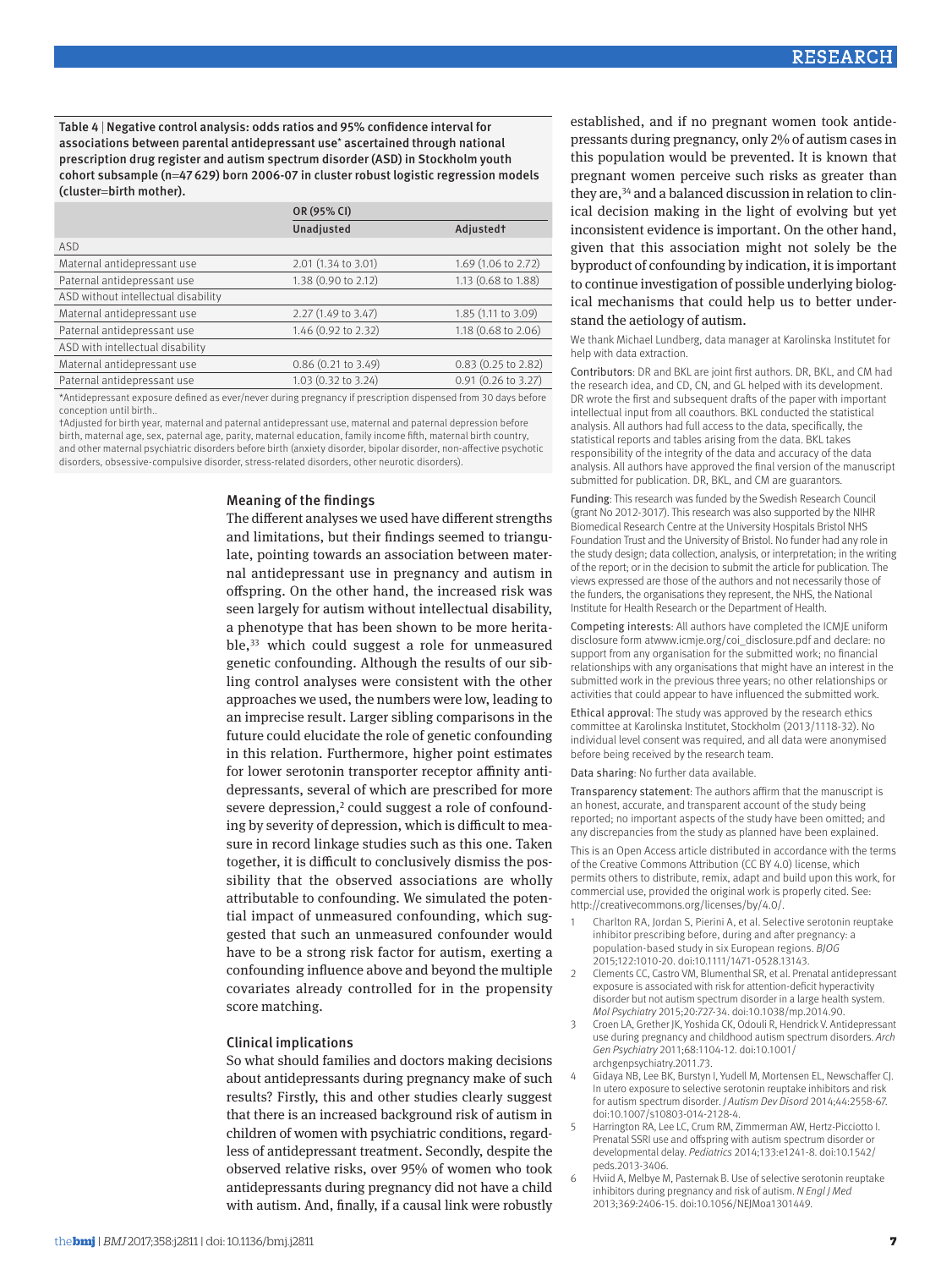Table 4 | Negative control analysis: odds ratios and 95% confidence interval for associations between parental antidepressant use* ascertained through national prescription drug register and autism spectrum disorder (ASD) in Stockholm youth cohort subsample (n=47 629) born 2006-07 in cluster robust logistic regression models (cluster=birth mother).

| | OR (95% CI) | |
|---|---|---|
| | Unadjusted | Adjusted† |
| ASD | | |
| Maternal antidepressant use | 2.01 (1.34 to 3.01) | 1.69 (1.06 to 2.72) |
| Paternal antidepressant use | 1.38 (0.90 to 2.12) | 1.13 (0.68 to 1.88) |
| ASD without intellectual disability | | |
| Maternal antidepressant use | 2.27 (1.49 to 3.47) | 1.85 (1.11 to 3.09) |
| Paternal antidepressant use | 1.46 (0.92 to 2.32) | 1.18 (0.68 to 2.06) |
| ASD with intellectual disability | | |
| Maternal antidepressant use | 0.86 (0.21 to 3.49) | 0.83 (0.25 to 2.82) |
| Paternal antidepressant use | 1.03 (0.32 to 3.24) | 0.91 (0.26 to 3.27) |

*Antidepressant exposure defined as ever/never during pregnancy if prescription dispensed from 30 days before conception until birth..

†Adjusted for birth year, maternal and paternal antidepressant use, maternal and paternal depression before birth, maternal age, sex, paternal age, parity, maternal education, family income fifth, maternal birth country, and other maternal psychiatric disorders before birth (anxiety disorder, bipolar disorder, non-affective psychotic disorders, obsessive-compulsive disorder, stress-related disorders, other neurotic disorders).

### Meaning of the findings

The different analyses we used have different strengths and limitations, but their findings seemed to triangulate, pointing towards an association between maternal antidepressant use in pregnancy and autism in offspring. On the other hand, the increased risk was seen largely for autism without intellectual disability, a phenotype that has been shown to be more heritable,[33] which could suggest a role for unmeasured genetic confounding. Although the results of our sibling control analyses were consistent with the other approaches we used, the numbers were low, leading to an imprecise result. Larger sibling comparisons in the future could elucidate the role of genetic confounding in this relation. Furthermore, higher point estimates for lower serotonin transporter receptor affinity antidepressants, several of which are prescribed for more severe depression,[2] could suggest a role of confounding by severity of depression, which is difficult to measure in record linkage studies such as this one. Taken together, it is difficult to conclusively dismiss the possibility that the observed associations are wholly attributable to confounding. We simulated the potential impact of unmeasured confounding, which suggested that such an unmeasured confounder would have to be a strong risk factor for autism, exerting a confounding influence above and beyond the multiple covariates already controlled for in the propensity score matching.

### Clinical implications

So what should families and doctors making decisions about antidepressants during pregnancy make of such results? Firstly, this and other studies clearly suggest that there is an increased background risk of autism in children of women with psychiatric conditions, regardless of antidepressant treatment. Secondly, despite the observed relative risks, over 95% of women who took antidepressants during pregnancy did not have a child with autism. And, finally, if a causal link were robustly established, and if no pregnant women took antidepressants during pregnancy, only 2% of autism cases in this population would be prevented. It is known that pregnant women perceive such risks as greater than they are,[34] and a balanced discussion in relation to clinical decision making in the light of evolving but yet inconsistent evidence is important. On the other hand, given that this association might not solely be the byproduct of confounding by indication, it is important to continue investigation of possible underlying biological mechanisms that could help us to better understand the aetiology of autism.

We thank Michael Lundberg, data manager at Karolinska Institutet for help with data extraction.

Contributors: DR and BKL are joint first authors. DR, BKL, and CM had the research idea, and CD, CN, and GL helped with its development. DR wrote the first and subsequent drafts of the paper with important intellectual input from all coauthors. BKL conducted the statistical analysis. All authors had full access to the data, specifically, the statistical reports and tables arising from the data. BKL takes responsibility of the integrity of the data and accuracy of the data analysis. All authors have approved the final version of the manuscript submitted for publication. DR, BKL, and CM are guarantors.

Funding: This research was funded by the Swedish Research Council (grant No 2012-3017). This research was also supported by the NIHR Biomedical Research Centre at the University Hospitals Bristol NHS Foundation Trust and the University of Bristol. No funder had any role in the study design; data collection, analysis, or interpretation; in the writing of the report; or in the decision to submit the article for publication. The views expressed are those of the authors and not necessarily those of the funders, the organisations they represent, the NHS, the National Institute for Health Research or the Department of Health.

Competing interests: All authors have completed the ICMJE uniform disclosure form atwww.icmje.org/coi_disclosure.pdf and declare: no support from any organisation for the submitted work; no financial relationships with any organisations that might have an interest in the submitted work in the previous three years; no other relationships or activities that could appear to have influenced the submitted work.

Ethical approval: The study was approved by the research ethics committee at Karolinska Institutet, Stockholm (2013/1118-32). No individual level consent was required, and all data were anonymised before being received by the research team.

Data sharing: No further data available.

Transparency statement: The authors affirm that the manuscript is an honest, accurate, and transparent account of the study being reported; no important aspects of the study have been omitted; and any discrepancies from the study as planned have been explained.

This is an Open Access article distributed in accordance with the terms of the Creative Commons Attribution (CC BY 4.0) license, which permits others to distribute, remix, adapt and build upon this work, for commercial use, provided the original work is properly cited. See: http://creativecommons.org/licenses/by/4.0/.

1. Charlton RA, Jordan S, Pierini A, et al. Selective serotonin reuptake inhibitor prescribing before, during and after pregnancy: a population-based study in six European regions. *BJOG* 2015;122:1010-20. doi:10.1111/1471-0528.13143.
2. Clements CC, Castro VM, Blumenthal SR, et al. Prenatal antidepressant exposure is associated with risk for attention-deficit hyperactivity disorder but not autism spectrum disorder in a large health system. *Mol Psychiatry* 2015;20:727-34. doi:10.1038/mp.2014.90.
3. Croen LA, Grether JK, Yoshida CK, Odouli R, Hendrick V. Antidepressant use during pregnancy and childhood autism spectrum disorders. *Arch Gen Psychiatry* 2011;68:1104-12. doi:10.1001/archgenpsychiatry.2011.73.
4. Gidaya NB, Lee BK, Burstyn I, Yudell M, Mortensen EL, Newschaffer CJ. In utero exposure to selective serotonin reuptake inhibitors and risk for autism spectrum disorder. *J Autism Dev Disord* 2014;44:2558-67. doi:10.1007/s10803-014-2128-4.
5. Harrington RA, Lee LC, Crum RM, Zimmerman AW, Hertz-Picciotto I. Prenatal SSRI use and offspring with autism spectrum disorder or developmental delay. *Pediatrics* 2014;133:e1241-8. doi:10.1542/peds.2013-3406.
6. Hviid A, Melbye M, Pasternak B. Use of selective serotonin reuptake inhibitors during pregnancy and risk of autism. *N Engl J Med* 2013;369:2406-15. doi:10.1056/NEJMoa1301449.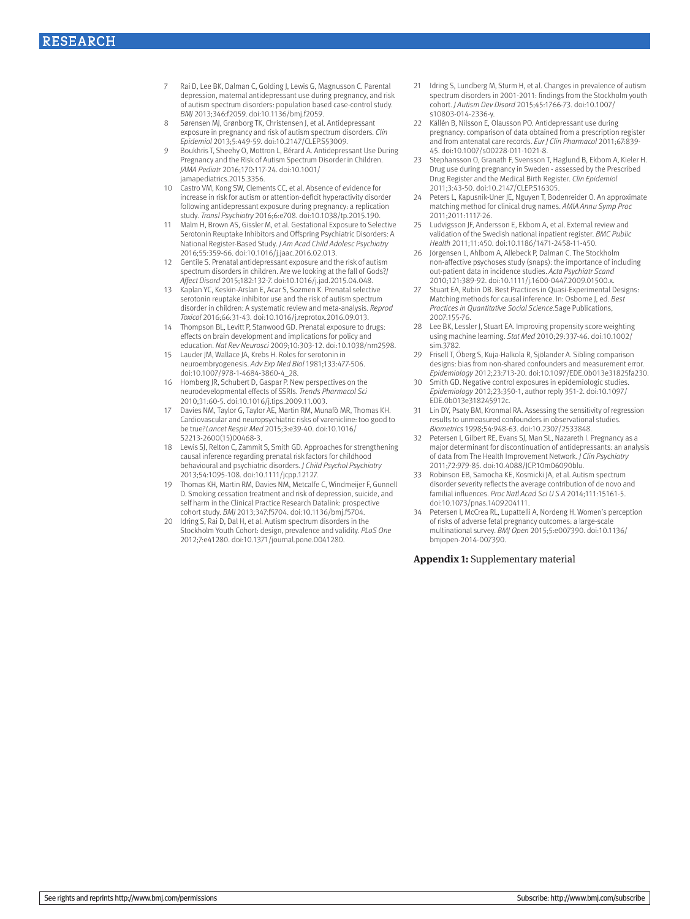7 Rai D, Lee BK, Dalman C, Golding J, Lewis G, Magnusson C. Parental depression, maternal antidepressant use during pregnancy, and risk of autism spectrum disorders: population based case-control study. *BMJ* 2013;346:f2059. doi:10.1136/bmj.f2059.

8 Sørensen MJ, Grønborg TK, Christensen J, et al. Antidepressant exposure in pregnancy and risk of autism spectrum disorders. *Clin Epidemiol* 2013;5:449-59. doi:10.2147/CLEP.S53009.

9 Boukhris T, Sheehy O, Mottron L, Bérard A. Antidepressant Use During Pregnancy and the Risk of Autism Spectrum Disorder in Children. *JAMA Pediatr* 2016;170:117-24. doi:10.1001/jamapediatrics.2015.3356.

10 Castro VM, Kong SW, Clements CC, et al. Absence of evidence for increase in risk for autism or attention-deficit hyperactivity disorder following antidepressant exposure during pregnancy: a replication study. *Transl Psychiatry* 2016;6:e708. doi:10.1038/tp.2015.190.

11 Malm H, Brown AS, Gissler M, et al. Gestational Exposure to Selective Serotonin Reuptake Inhibitors and Offspring Psychiatric Disorders: A National Register-Based Study. *J Am Acad Child Adolesc Psychiatry* 2016;55:359-66. doi:10.1016/j.jaac.2016.02.013.

12 Gentile S. Prenatal antidepressant exposure and the risk of autism spectrum disorders in children. Are we looking at the fall of Gods?*J Affect Disord* 2015;182:132-7. doi:10.1016/j.jad.2015.04.048.

13 Kaplan YC, Keskin-Arslan E, Acar S, Sozmen K. Prenatal selective serotonin reuptake inhibitor use and the risk of autism spectrum disorder in children: A systematic review and meta-analysis. *Reprod Toxicol* 2016;66:31-43. doi:10.1016/j.reprotox.2016.09.013.

14 Thompson BL, Levitt P, Stanwood GD. Prenatal exposure to drugs: effects on brain development and implications for policy and education. *Nat Rev Neurosci* 2009;10:303-12. doi:10.1038/nrn2598.

15 Lauder JM, Wallace JA, Krebs H. Roles for serotonin in neuroembryogenesis. *Adv Exp Med Biol* 1981;133:477-506. doi:10.1007/978-1-4684-3860-4_28.

16 Homberg JR, Schubert D, Gaspar P. New perspectives on the neurodevelopmental effects of SSRIs. *Trends Pharmacol Sci* 2010;31:60-5. doi:10.1016/j.tips.2009.11.003.

17 Davies NM, Taylor G, Taylor AE, Martin RM, Munafò MR, Thomas KH. Cardiovascular and neuropsychiatric risks of varenicline: too good to be true?*Lancet Respir Med* 2015;3:e39-40. doi:10.1016/S2213-2600(15)00468-3.

18 Lewis SJ, Relton C, Zammit S, Smith GD. Approaches for strengthening causal inference regarding prenatal risk factors for childhood behavioural and psychiatric disorders. *J Child Psychol Psychiatry* 2013;54:1095-108. doi:10.1111/jcpp.12127.

19 Thomas KH, Martin RM, Davies NM, Metcalfe C, Windmeijer F, Gunnell D. Smoking cessation treatment and risk of depression, suicide, and self harm in the Clinical Practice Research Datalink: prospective cohort study. *BMJ* 2013;347:f5704. doi:10.1136/bmj.f5704.

20 Idring S, Rai D, Dal H, et al. Autism spectrum disorders in the Stockholm Youth Cohort: design, prevalence and validity. *PLoS One* 2012;7:e41280. doi:10.1371/journal.pone.0041280.

21 Idring S, Lundberg M, Sturm H, et al. Changes in prevalence of autism spectrum disorders in 2001-2011: findings from the Stockholm youth cohort. *J Autism Dev Disord* 2015;45:1766-73. doi:10.1007/s10803-014-2336-y.

22 Källén B, Nilsson E, Olausson PO. Antidepressant use during pregnancy: comparison of data obtained from a prescription register and from antenatal care records. *Eur J Clin Pharmacol* 2011;67:839-45. doi:10.1007/s00228-011-1021-8.

23 Stephansson O, Granath F, Svensson T, Haglund B, Ekbom A, Kieler H. Drug use during pregnancy in Sweden - assessed by the Prescribed Drug Register and the Medical Birth Register. *Clin Epidemiol* 2011;3:43-50. doi:10.2147/CLEP.S16305.

24 Peters L, Kapusnik-Uner JE, Nguyen T, Bodenreider O. An approximate matching method for clinical drug names. *AMIA Annu Symp Proc* 2011;2011:1117-26.

25 Ludvigsson JF, Andersson E, Ekbom A, et al. External review and validation of the Swedish national inpatient register. *BMC Public Health* 2011;11:450. doi:10.1186/1471-2458-11-450.

26 Jörgensen L, Ahlbom A, Allebeck P, Dalman C. The Stockholm non-affective psychoses study (snaps): the importance of including out-patient data in incidence studies. *Acta Psychiatr Scand* 2010;121:389-92. doi:10.1111/j.1600-0447.2009.01500.x.

27 Stuart EA, Rubin DB. Best Practices in Quasi-Experimental Designs: Matching methods for causal inference. In: Osborne J, ed. *Best Practices in Quantitative Social Science.*Sage Publications, 2007:155-76.

28 Lee BK, Lessler J, Stuart EA. Improving propensity score weighting using machine learning. *Stat Med* 2010;29:337-46. doi:10.1002/sim.3782.

29 Frisell T, Öberg S, Kuja-Halkola R, Sjölander A. Sibling comparison designs: bias from non-shared confounders and measurement error. *Epidemiology* 2012;23:713-20. doi:10.1097/EDE.0b013e31825fa230.

30 Smith GD. Negative control exposures in epidemiologic studies. *Epidemiology* 2012;23:350-1, author reply 351-2. doi:10.1097/EDE.0b013e318245912c.

31 Lin DY, Psaty BM, Kronmal RA. Assessing the sensitivity of regression results to unmeasured confounders in observational studies. *Biometrics* 1998;54:948-63. doi:10.2307/2533848.

32 Petersen I, Gilbert RE, Evans SJ, Man SL, Nazareth I. Pregnancy as a major determinant for discontinuation of antidepressants: an analysis of data from The Health Improvement Network. *J Clin Psychiatry* 2011;72:979-85. doi:10.4088/JCP.10m06090blu.

33 Robinson EB, Samocha KE, Kosmicki JA, et al. Autism spectrum disorder severity reflects the average contribution of de novo and familial influences. *Proc Natl Acad Sci U S A* 2014;111:15161-5. doi:10.1073/pnas.1409204111.

34 Petersen I, McCrea RL, Lupattelli A, Nordeng H. Women's perception of risks of adverse fetal pregnancy outcomes: a large-scale multinational survey. *BMJ Open* 2015;5:e007390. doi:10.1136/bmjopen-2014-007390.

**Appendix 1:** Supplementary material